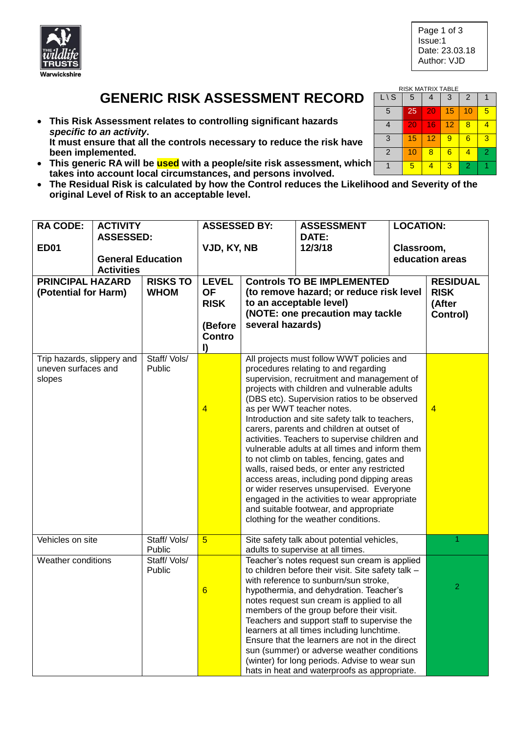Issue:1
Date: 23.03.18
Author: VJD

# GENERIC RISK ASSESSMENT RECORD

RISK MATRIX TABLE

| L \ S | 5 | 4 | 3 | 2 | 1 |
|---|---|---|---|---|---|
| 5 | 25 | 20 | 15 | 10 | 5 |
| 4 | 20 | 16 | 12 | 8 | 4 |
| 3 | 15 | 12 | 9 | 6 | 3 |
| 2 | 10 | 8 | 6 | 4 | 2 |
| 1 | 5 | 4 | 3 | 2 | 1 |

- **This Risk Assessment relates to controlling significant hazards *specific to an activity*. It must ensure that all the controls necessary to reduce the risk have been implemented.**
- **This generic RA will be used with a people/site risk assessment, which takes into account local circumstances, and persons involved.**
- **The Residual Risk is calculated by how the Control reduces the Likelihood and Severity of the original Level of Risk to an acceptable level.**

| **RA CODE:** | **ACTIVITY ASSESSED:** | **ASSESSED BY:** | **ASSESSMENT DATE:** | **LOCATION:** |
|---|---|---|---|---|
| **ED01** | **General Education Activities** | **VJD, KY, NB** | **12/3/18** | **Classroom, education areas** |

| **PRINCIPAL HAZARD (Potential for Harm)** | **RISKS TO WHOM** | **LEVEL OF RISK (Before Control)** | **Controls TO BE IMPLEMENTED (to remove hazard; or reduce risk level to an acceptable level) (NOTE: one precaution may tackle several hazards)** | **RESIDUAL RISK (After Control)** |
|---|---|---|---|---|
| Trip hazards, slippery and uneven surfaces and slopes | Staff/ Vols/ Public | 4 | All projects must follow WWT policies and procedures relating to and regarding supervision, recruitment and management of projects with children and vulnerable adults (DBS etc). Supervision ratios to be observed as per WWT teacher notes. Introduction and site safety talk to teachers, carers, parents and children at outset of activities. Teachers to supervise children and vulnerable adults at all times and inform them to not climb on tables, fencing, gates and walls, raised beds, or enter any restricted access areas, including pond dipping areas or wider reserves unsupervised. Everyone engaged in the activities to wear appropriate and suitable footwear, and appropriate clothing for the weather conditions. | 4 |
| Vehicles on site | Staff/ Vols/ Public | 5 | Site safety talk about potential vehicles, adults to supervise at all times. | 1 |
| Weather conditions | Staff/ Vols/ Public | 6 | Teacher's notes request sun cream is applied to children before their visit. Site safety talk – with reference to sunburn/sun stroke, hypothermia, and dehydration. Teacher's notes request sun cream is applied to all members of the group before their visit. Teachers and support staff to supervise the learners at all times including lunchtime. Ensure that the learners are not in the direct sun (summer) or adverse weather conditions (winter) for long periods. Advise to wear sun hats in heat and waterproofs as appropriate. | 2 |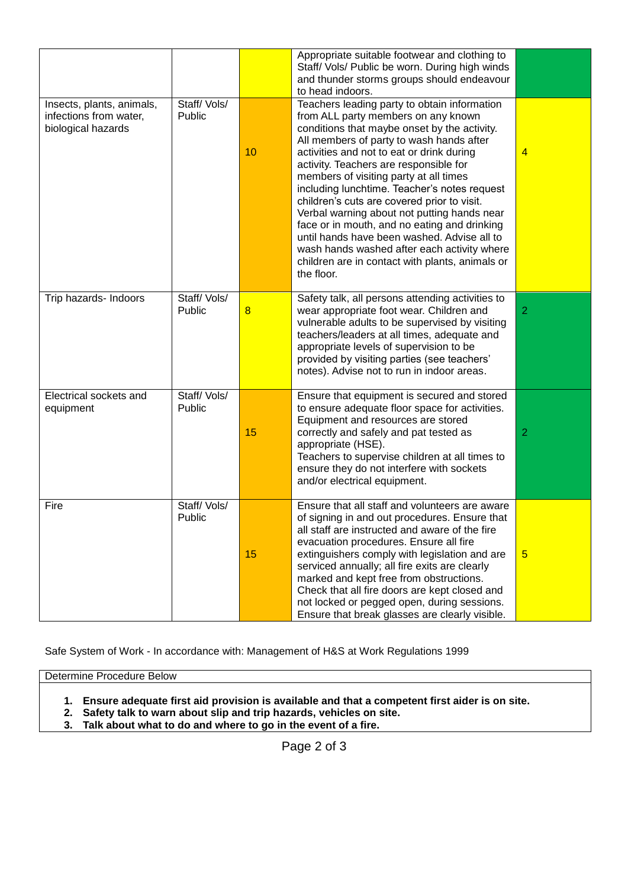| | | | | |
|---|---|---|---|---|
| | | | Appropriate suitable footwear and clothing to Staff/ Vols/ Public be worn. During high winds and thunder storms groups should endeavour to head indoors. | |
| Insects, plants, animals, infections from water, biological hazards | Staff/ Vols/ Public | 10 | Teachers leading party to obtain information from ALL party members on any known conditions that maybe onset by the activity. All members of party to wash hands after activities and not to eat or drink during activity. Teachers are responsible for members of visiting party at all times including lunchtime. Teacher's notes request children's cuts are covered prior to visit. Verbal warning about not putting hands near face or in mouth, and no eating and drinking until hands have been washed. Advise all to wash hands washed after each activity where children are in contact with plants, animals or the floor. | 4 |
| Trip hazards- Indoors | Staff/ Vols/ Public | 8 | Safety talk, all persons attending activities to wear appropriate foot wear. Children and vulnerable adults to be supervised by visiting teachers/leaders at all times, adequate and appropriate levels of supervision to be provided by visiting parties (see teachers' notes). Advise not to run in indoor areas. | 2 |
| Electrical sockets and equipment | Staff/ Vols/ Public | 15 | Ensure that equipment is secured and stored to ensure adequate floor space for activities. Equipment and resources are stored correctly and safely and pat tested as appropriate (HSE).<br>Teachers to supervise children at all times to ensure they do not interfere with sockets and/or electrical equipment. | 2 |
| Fire | Staff/ Vols/ Public | 15 | Ensure that all staff and volunteers are aware of signing in and out procedures. Ensure that all staff are instructed and aware of the fire evacuation procedures. Ensure all fire extinguishers comply with legislation and are serviced annually; all fire exits are clearly marked and kept free from obstructions. Check that all fire doors are kept closed and not locked or pegged open, during sessions. Ensure that break glasses are clearly visible. | 5 |

Safe System of Work - In accordance with: Management of H&S at Work Regulations 1999

| Determine Procedure Below |
|---|
| 1. **Ensure adequate first aid provision is available and that a competent first aider is on site.**<br>2. **Safety talk to warn about slip and trip hazards, vehicles on site.**<br>3. **Talk about what to do and where to go in the event of a fire.** |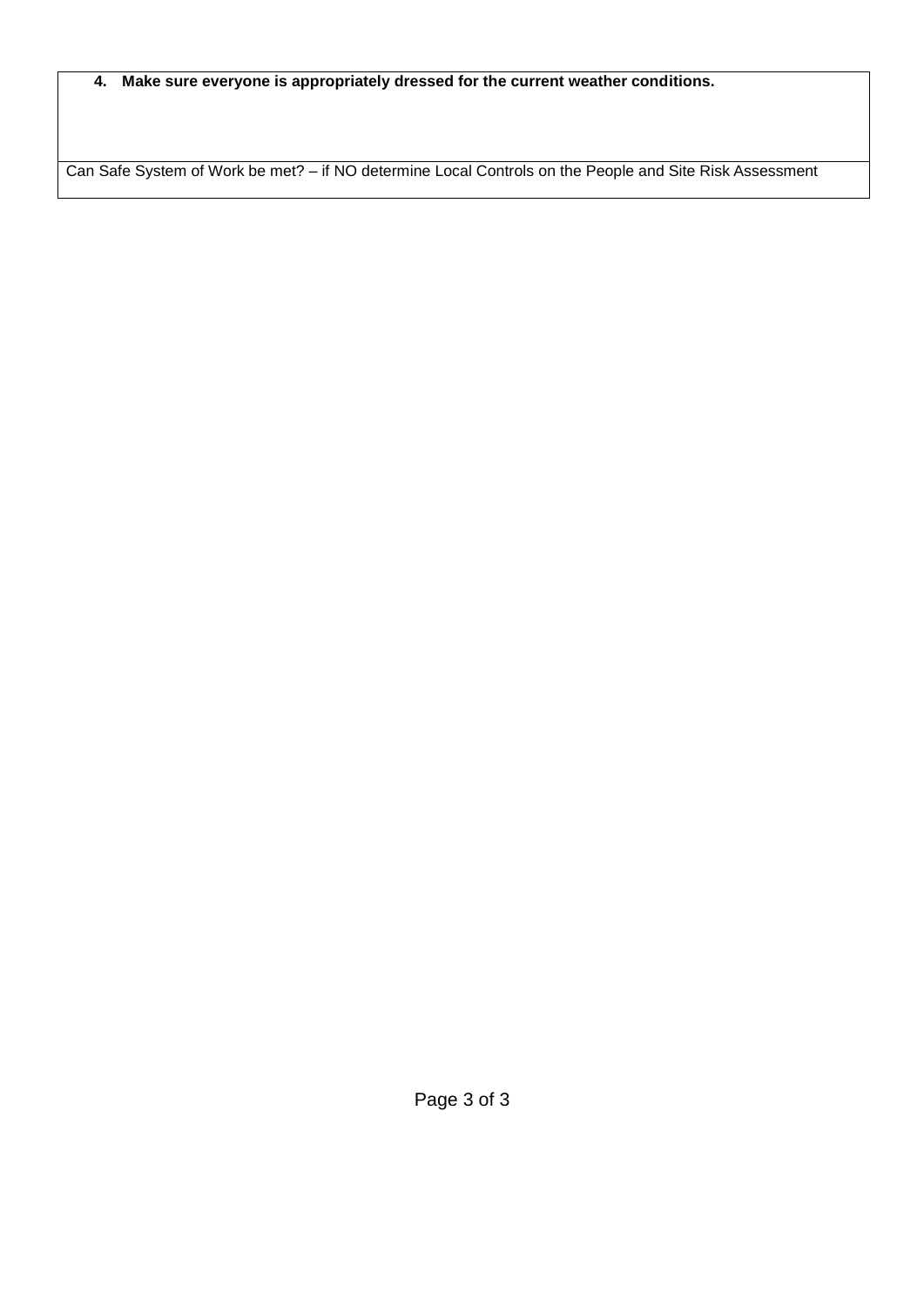| |
|---|
| **4. Make sure everyone is appropriately dressed for the current weather conditions.** |
| Can Safe System of Work be met? – if NO determine Local Controls on the People and Site Risk Assessment |